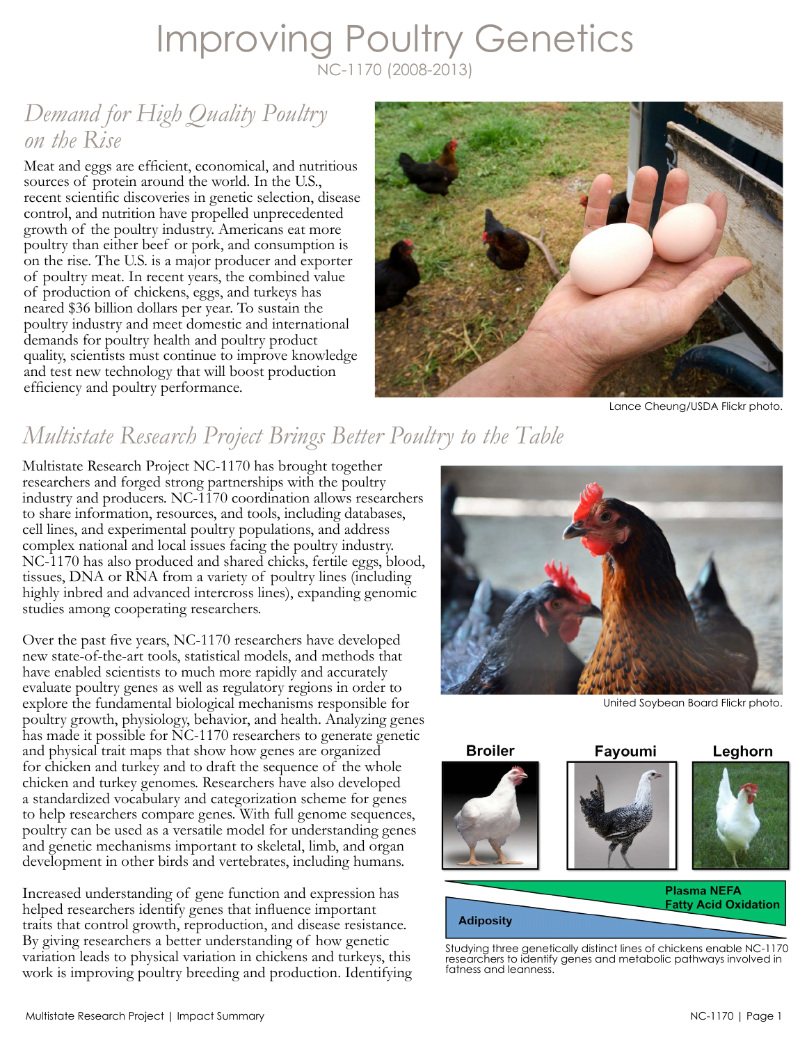# Improving Poultry Genetics

NC-1170 (2008-2013)

## *Demand for High Quality Poultry on the Rise*

Meat and eggs are efficient, economical, and nutritious sources of protein around the world. In the U.S., recent scientific discoveries in genetic selection, disease control, and nutrition have propelled unprecedented growth of the poultry industry. Americans eat more poultry than either beef or pork, and consumption is on the rise. The U.S. is a major producer and exporter of poultry meat. In recent years, the combined value of production of chickens, eggs, and turkeys has neared $36 billion dollars per year. To sustain the poultry industry and meet domestic and international demands for poultry health and poultry product quality, scientists must continue to improve knowledge and test new technology that will boost production efficiency and poultry performance.

Lance Cheung/USDA Flickr photo.

## *Multistate Research Project Brings Better Poultry to the Table*

Multistate Research Project NC-1170 has brought together researchers and forged strong partnerships with the poultry industry and producers. NC-1170 coordination allows researchers to share information, resources, and tools, including databases, cell lines, and experimental poultry populations, and address complex national and local issues facing the poultry industry. NC-1170 has also produced and shared chicks, fertile eggs, blood, tissues, DNA or RNA from a variety of poultry lines (including highly inbred and advanced intercross lines), expanding genomic studies among cooperating researchers.

Over the past five years, NC-1170 researchers have developed new state-of-the-art tools, statistical models, and methods that have enabled scientists to much more rapidly and accurately evaluate poultry genes as well as regulatory regions in order to explore the fundamental biological mechanisms responsible for poultry growth, physiology, behavior, and health. Analyzing genes has made it possible for NC-1170 researchers to generate genetic and physical trait maps that show how genes are organized for chicken and turkey and to draft the sequence of the whole chicken and turkey genomes. Researchers have also developed a standardized vocabulary and categorization scheme for genes to help researchers compare genes. With full genome sequences, poultry can be used as a versatile model for understanding genes and genetic mechanisms important to skeletal, limb, and organ development in other birds and vertebrates, including humans.

Increased understanding of gene function and expression has helped researchers identify genes that influence important traits that control growth, reproduction, and disease resistance. By giving researchers a better understanding of how genetic variation leads to physical variation in chickens and turkeys, this work is improving poultry breeding and production. Identifying

United Soybean Board Flickr photo.

Broiler | Fayoumi | Leghorn

Plasma NEFA
Fatty Acid Oxidation

Adiposity

Studying three genetically distinct lines of chickens enable NC-1170 researchers to identify genes and metabolic pathways involved in fatness and leanness.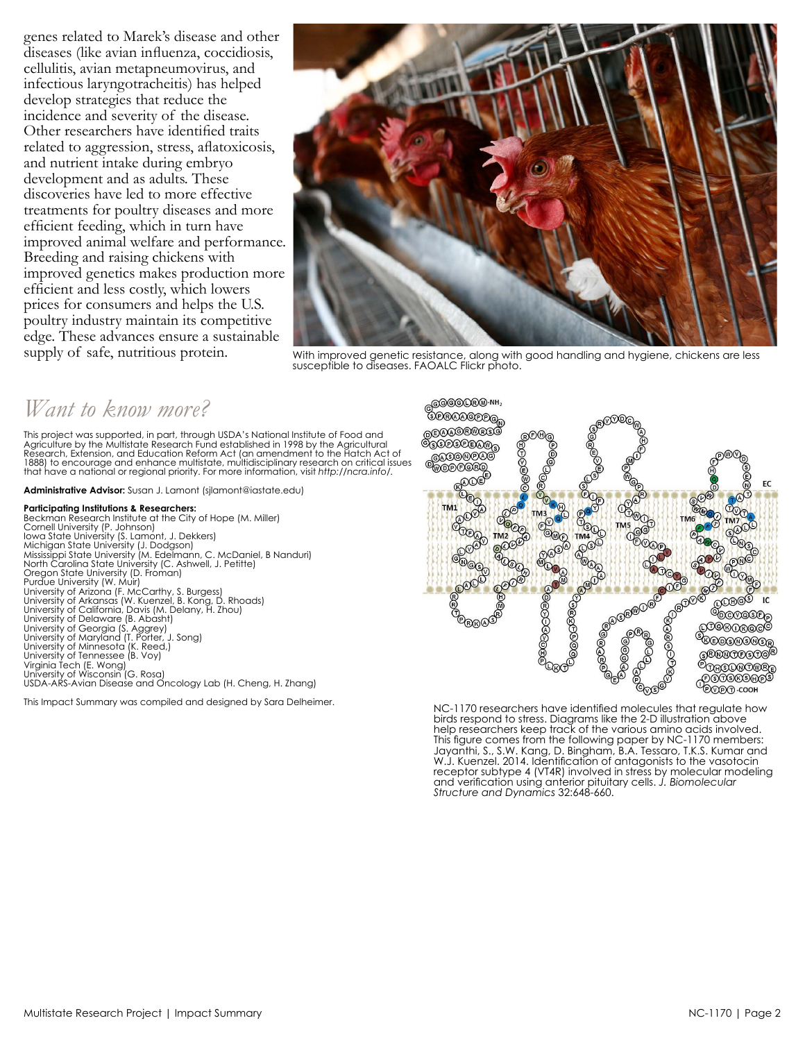genes related to Marek's disease and other diseases (like avian influenza, coccidiosis, cellulitis, avian metapneumovirus, and infectious laryngotracheitis) has helped develop strategies that reduce the incidence and severity of the disease. Other researchers have identified traits related to aggression, stress, aflatoxicosis, and nutrient intake during embryo development and as adults. These discoveries have led to more effective treatments for poultry diseases and more efficient feeding, which in turn have improved animal welfare and performance. Breeding and raising chickens with improved genetics makes production more efficient and less costly, which lowers prices for consumers and helps the U.S. poultry industry maintain its competitive edge. These advances ensure a sustainable supply of safe, nutritious protein.

With improved genetic resistance, along with good handling and hygiene, chickens are less susceptible to diseases. FAOALC Flickr photo.

## *Want to know more?*

This project was supported, in part, through USDA's National Institute of Food and Agriculture by the Multistate Research Fund established in 1998 by the Agricultural Research, Extension, and Education Reform Act (an amendment to the Hatch Act of 1888) to encourage and enhance multistate, multidisciplinary research on critical issues that have a national or regional priority. For more information, visit *http://ncra.info/*.

**Administrative Advisor:** Susan J. Lamont (sjlamont@iastate.edu)

**Participating Institutions & Researchers:**
Beckman Research Institute at the City of Hope (M. Miller)
Cornell University (P. Johnson)
Iowa State University (S. Lamont, J. Dekkers)
Michigan State University (J. Dodgson)
Mississippi State University (M. Edelmann, C. McDaniel, B Nanduri)
North Carolina State University (C. Ashwell, J. Petitte)
Oregon State University (D. Froman)
Purdue University (W. Muir)
University of Arizona (F. McCarthy, S. Burgess)
University of Arkansas (W. Kuenzel, B. Kong, D. Rhoads)
University of California, Davis (M. Delany, H. Zhou)
University of Delaware (B. Abasht)
University of Georgia (S. Aggrey)
University of Maryland (T. Porter, J. Song)
University of Minnesota (K. Reed,)
University of Tennessee (B. Voy)
Virginia Tech (E. Wong)
University of Wisconsin (G. Rosa)
USDA-ARS-Avian Disease and Oncology Lab (H. Cheng, H. Zhang)

This Impact Summary was compiled and designed by Sara Delheimer.

NC-1170 researchers have identified molecules that regulate how birds respond to stress. Diagrams like the 2-D illustration above help researchers keep track of the various amino acids involved. This figure comes from the following paper by NC-1170 members: Jayanthi, S., S.W. Kang, D. Bingham, B.A. Tessaro, T.K.S. Kumar and W.J. Kuenzel. 2014. Identification of antagonists to the vasotocin receptor subtype 4 (VT4R) involved in stress by molecular modeling and verification using anterior pituitary cells. *J. Biomolecular Structure and Dynamics* 32:648-660.